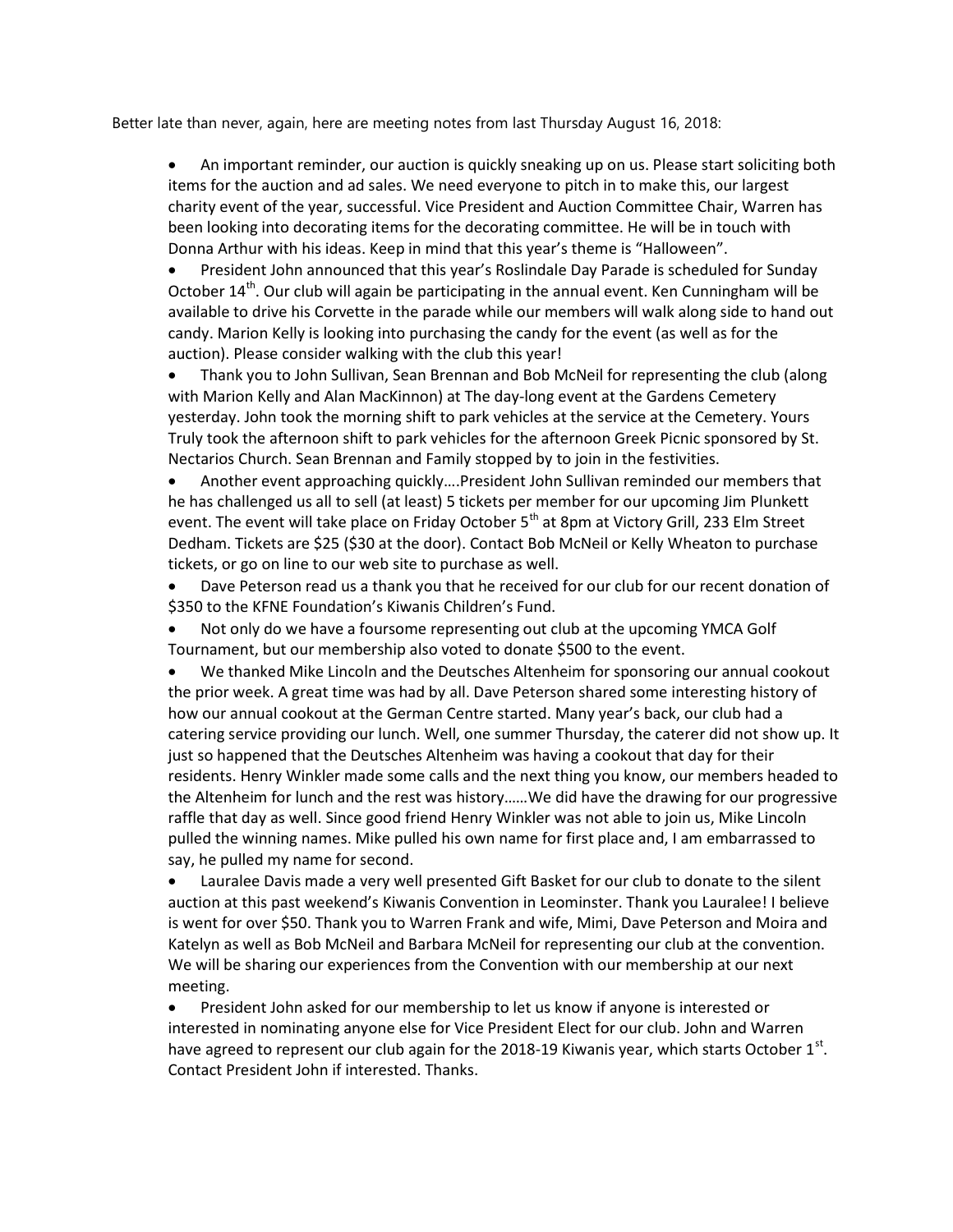Better late than never, again, here are meeting notes from last Thursday August 16, 2018:

- An important reminder, our auction is quickly sneaking up on us. Please start soliciting both items for the auction and ad sales. We need everyone to pitch in to make this, our largest charity event of the year, successful. Vice President and Auction Committee Chair, Warren has been looking into decorating items for the decorating committee. He will be in touch with Donna Arthur with his ideas. Keep in mind that this year's theme is "Halloween".
- President John announced that this year's Roslindale Day Parade is scheduled for Sunday October 14th. Our club will again be participating in the annual event. Ken Cunningham will be available to drive his Corvette in the parade while our members will walk along side to hand out candy. Marion Kelly is looking into purchasing the candy for the event (as well as for the auction). Please consider walking with the club this year!
- Thank you to John Sullivan, Sean Brennan and Bob McNeil for representing the club (along with Marion Kelly and Alan MacKinnon) at The day-long event at the Gardens Cemetery yesterday. John took the morning shift to park vehicles at the service at the Cemetery. Yours Truly took the afternoon shift to park vehicles for the afternoon Greek Picnic sponsored by St. Nectarios Church. Sean Brennan and Family stopped by to join in the festivities.
- Another event approaching quickly….President John Sullivan reminded our members that he has challenged us all to sell (at least) 5 tickets per member for our upcoming Jim Plunkett event. The event will take place on Friday October 5th at 8pm at Victory Grill, 233 Elm Street Dedham. Tickets are $25 ($30 at the door). Contact Bob McNeil or Kelly Wheaton to purchase tickets, or go on line to our web site to purchase as well.
- Dave Peterson read us a thank you that he received for our club for our recent donation of $350 to the KFNE Foundation's Kiwanis Children's Fund.
- Not only do we have a foursome representing out club at the upcoming YMCA Golf Tournament, but our membership also voted to donate $500 to the event.
- We thanked Mike Lincoln and the Deutsches Altenheim for sponsoring our annual cookout the prior week. A great time was had by all. Dave Peterson shared some interesting history of how our annual cookout at the German Centre started. Many year's back, our club had a catering service providing our lunch. Well, one summer Thursday, the caterer did not show up. It just so happened that the Deutsches Altenheim was having a cookout that day for their residents. Henry Winkler made some calls and the next thing you know, our members headed to the Altenheim for lunch and the rest was history……We did have the drawing for our progressive raffle that day as well. Since good friend Henry Winkler was not able to join us, Mike Lincoln pulled the winning names. Mike pulled his own name for first place and, I am embarrassed to say, he pulled my name for second.
- Lauralee Davis made a very well presented Gift Basket for our club to donate to the silent auction at this past weekend's Kiwanis Convention in Leominster. Thank you Lauralee! I believe is went for over $50. Thank you to Warren Frank and wife, Mimi, Dave Peterson and Moira and Katelyn as well as Bob McNeil and Barbara McNeil for representing our club at the convention. We will be sharing our experiences from the Convention with our membership at our next meeting.
- President John asked for our membership to let us know if anyone is interested or interested in nominating anyone else for Vice President Elect for our club. John and Warren have agreed to represent our club again for the 2018-19 Kiwanis year, which starts October 1st. Contact President John if interested. Thanks.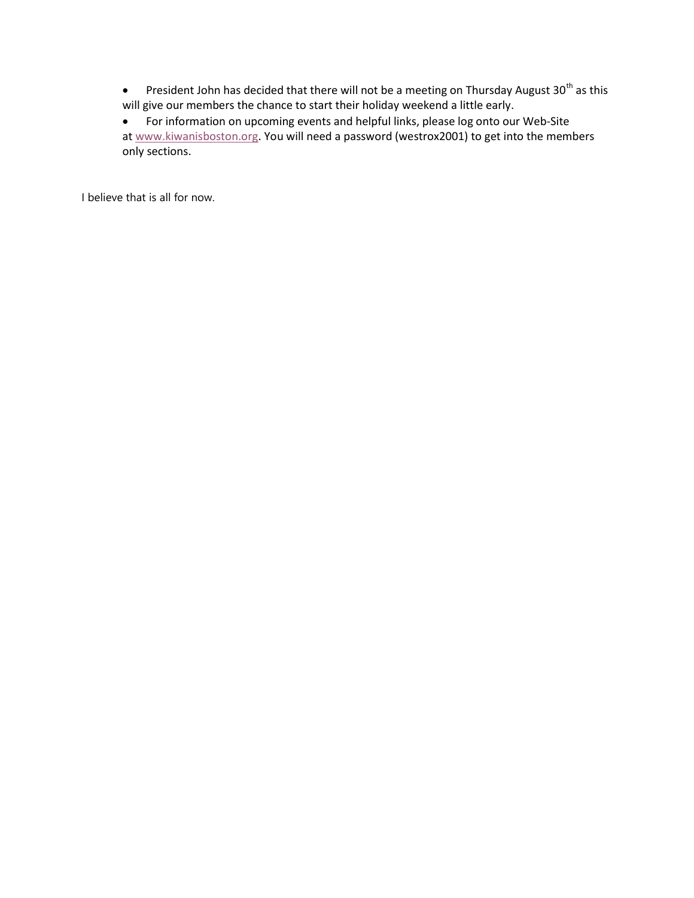- President John has decided that there will not be a meeting on Thursday August 30th as this will give our members the chance to start their holiday weekend a little early.
- For information on upcoming events and helpful links, please log onto our Web-Site at www.kiwanisboston.org. You will need a password (westrox2001) to get into the members only sections.

I believe that is all for now.